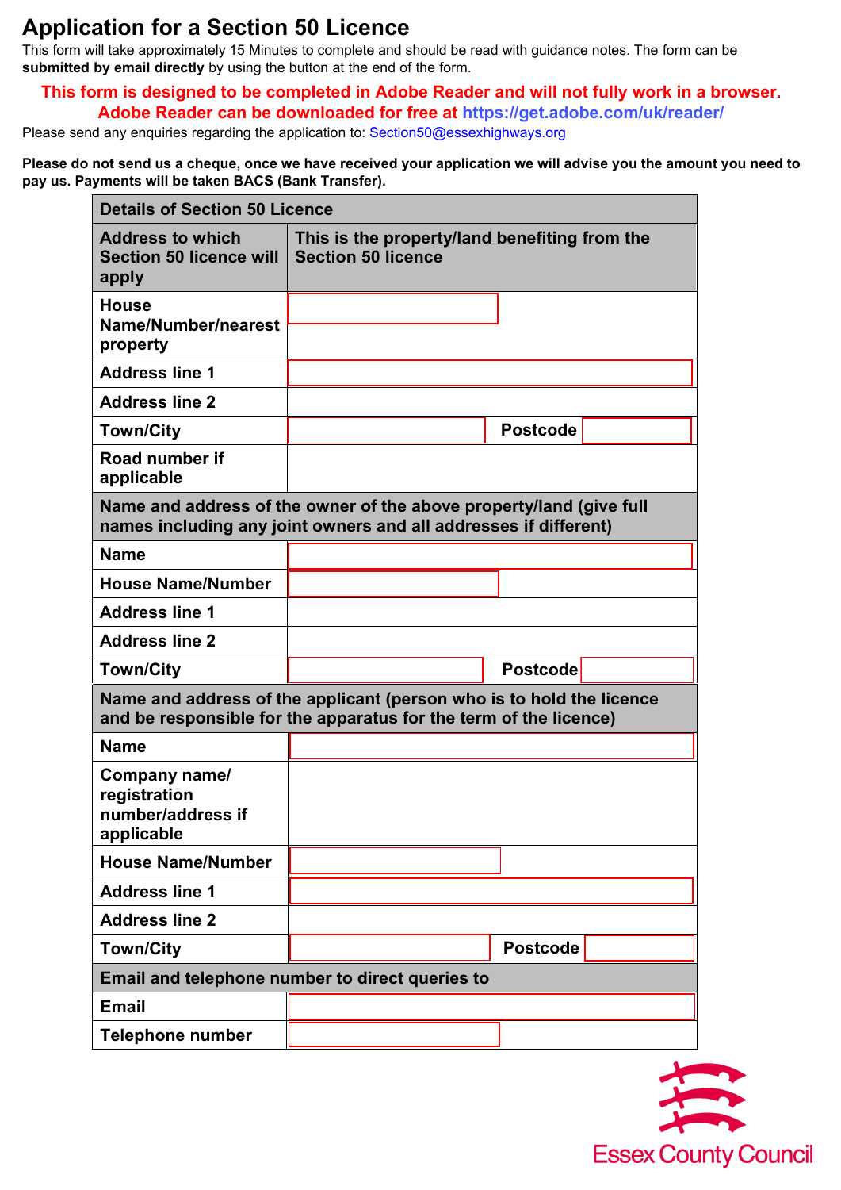# Application for a Section 50 Licence

This form will take approximately 15 Minutes to complete and should be read with guidance notes. The form can be **submitted by email directly** by using the button at the end of the form.

**This form is designed to be completed in Adobe Reader and will not fully work in a browser. Adobe Reader can be downloaded for free at https://get.adobe.com/uk/reader/**

Please send any enquiries regarding the application to: Section50@essexhighways.org

**Please do not send us a cheque, once we have received your application we will advise you the amount you need to pay us. Payments will be taken BACS (Bank Transfer).**

| Details of Section 50 Licence | | | |
|---|---|---|---|
| **Address to which Section 50 licence will apply** | **This is the property/land benefiting from the Section 50 licence** | | |
| **House Name/Number/nearest property** | | | |
| **Address line 1** | | | |
| **Address line 2** | | | |
| **Town/City** | | **Postcode** | |
| **Road number if applicable** | | | |
| **Name and address of the owner of the above property/land (give full names including any joint owners and all addresses if different)** | | | |
| **Name** | | | |
| **House Name/Number** | | | |
| **Address line 1** | | | |
| **Address line 2** | | | |
| **Town/City** | | **Postcode** | |
| **Name and address of the applicant (person who is to hold the licence and be responsible for the apparatus for the term of the licence)** | | | |
| **Name** | | | |
| **Company name/ registration number/address if applicable** | | | |
| **House Name/Number** | | | |
| **Address line 1** | | | |
| **Address line 2** | | | |
| **Town/City** | | **Postcode** | |
| **Email and telephone number to direct queries to** | | | |
| **Email** | | | |
| **Telephone number** | | | |

Essex County Council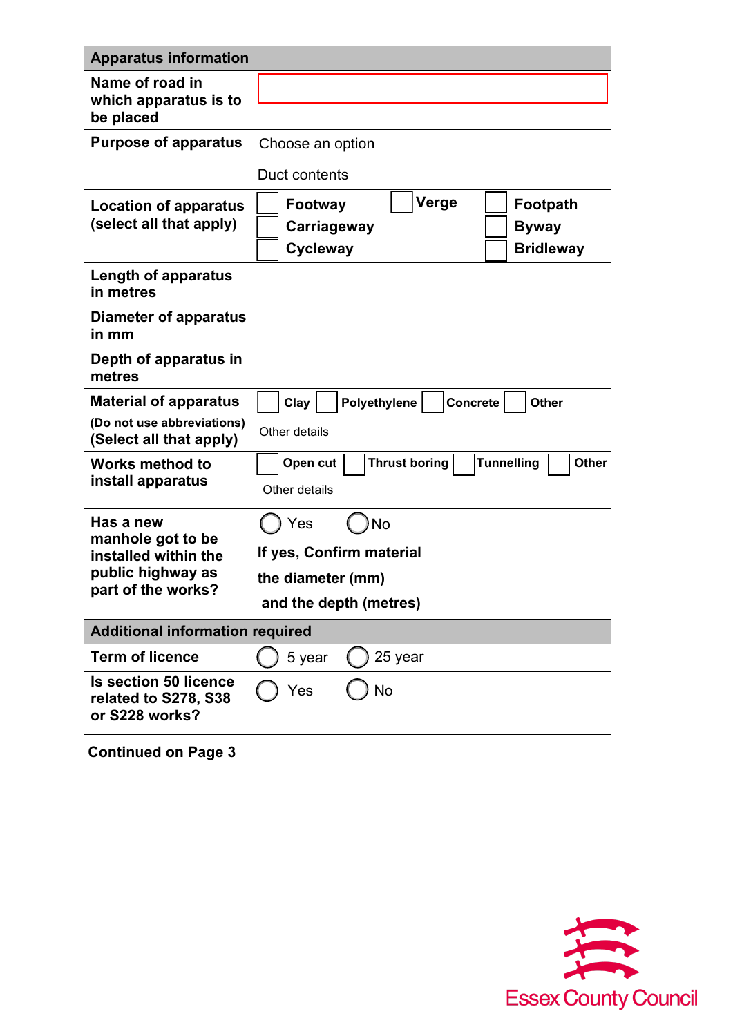| Apparatus information | |
|---|---|
| **Name of road in which apparatus is to be placed** | |
| **Purpose of apparatus** | Choose an option<br><br>Duct contents |
| **Location of apparatus (select all that apply)** | ☐ **Footway** ☐ **Verge** ☐ **Footpath**<br>☐ **Carriageway** ☐ **Byway**<br>☐ **Cycleway** ☐ **Bridleway** |
| **Length of apparatus in metres** | |
| **Diameter of apparatus in mm** | |
| **Depth of apparatus in metres** | |
| **Material of apparatus**<br>**(Do not use abbreviations)**<br>**(Select all that apply)** | ☐ **Clay** ☐ **Polyethylene** ☐ **Concrete** ☐ **Other**<br><br>Other details |
| **Works method to install apparatus** | ☐ **Open cut** ☐ **Thrust boring** ☐ **Tunnelling** ☐ **Other**<br><br>Other details |
| **Has a new manhole got to be installed within the public highway as part of the works?** | ◯ Yes ◯ No<br>**If yes, Confirm material**<br>**the diameter (mm)**<br>**and the depth (metres)** |
| **Additional information required** | |
| **Term of licence** | ◯ 5 year ◯ 25 year |
| **Is section 50 licence related to S278, S38 or S228 works?** | ◯ Yes ◯ No |

**Continued on Page 3**

Essex County Council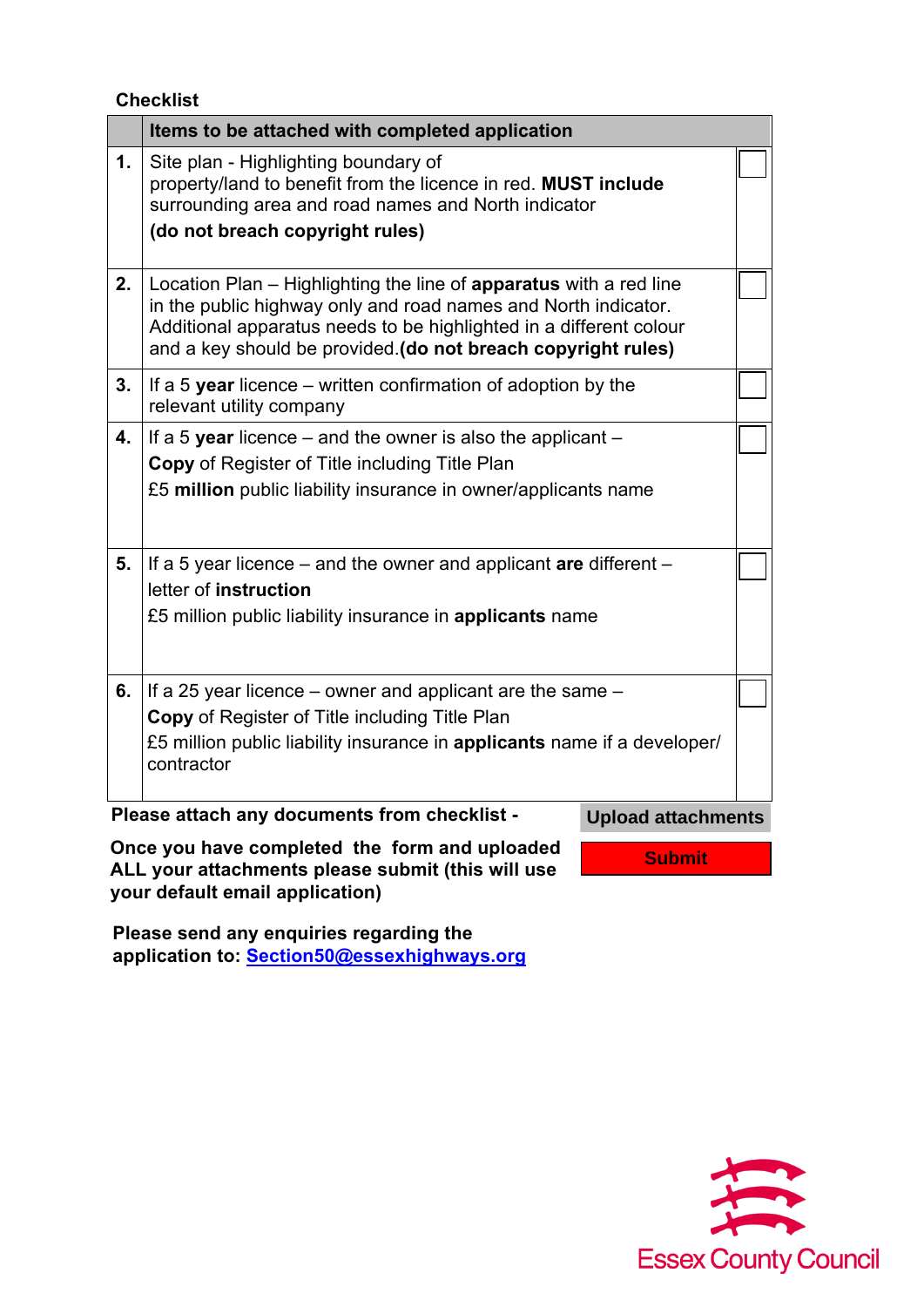**Checklist**

| | Items to be attached with completed application | |
|---|---|---|
| **1.** | Site plan - Highlighting boundary of property/land to benefit from the licence in red. **MUST include** surrounding area and road names and North indicator **(do not breach copyright rules)** | ☐ |
| **2.** | Location Plan – Highlighting the line of **apparatus** with a red line in the public highway only and road names and North indicator. Additional apparatus needs to be highlighted in a different colour and a key should be provided.**(do not breach copyright rules)** | ☐ |
| **3.** | If a 5 **year** licence – written confirmation of adoption by the relevant utility company | ☐ |
| **4.** | If a 5 **year** licence – and the owner is also the applicant – **Copy** of Register of Title including Title Plan £5 **million** public liability insurance in owner/applicants name | ☐ |
| **5.** | If a 5 year licence – and the owner and applicant **are** different – letter of **instruction** £5 million public liability insurance in **applicants** name | ☐ |
| **6.** | If a 25 year licence – owner and applicant are the same – **Copy** of Register of Title including Title Plan £5 million public liability insurance in **applicants** name if a developer/ contractor | ☐ |

**Please attach any documents from checklist -** **Upload attachments**

**Once you have completed the form and uploaded ALL your attachments please submit (this will use your default email application)** **Submit**

**Please send any enquiries regarding the application to: Section50@essexhighways.org**

Essex County Council